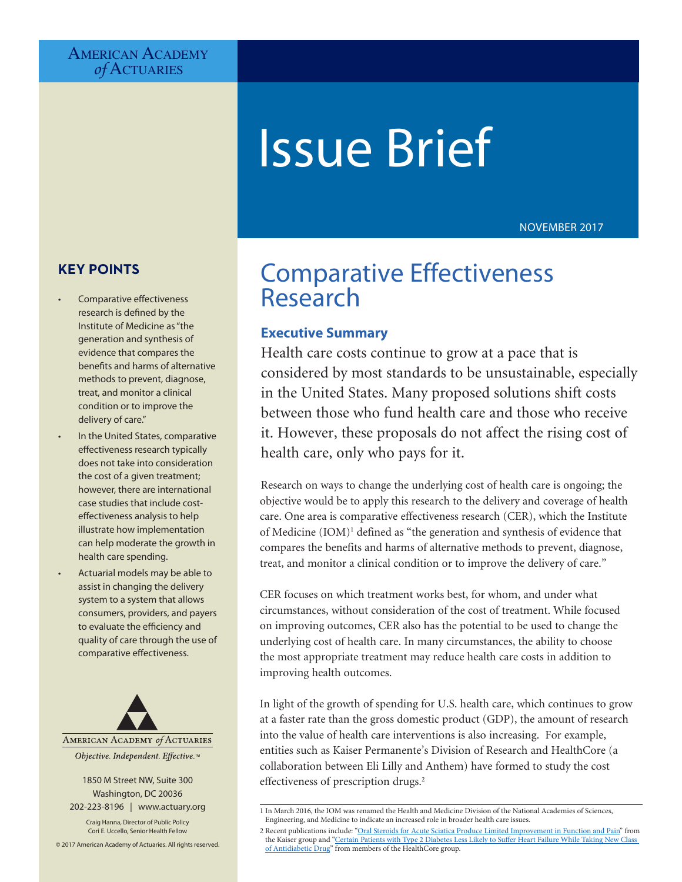American Academy of Actuaries

# Issue Brief

NOVEMBER 2017

## KEY POINTS

- Comparative effectiveness research is defined by the Institute of Medicine as "the generation and synthesis of evidence that compares the benefits and harms of alternative methods to prevent, diagnose, treat, and monitor a clinical condition or to improve the delivery of care."
- In the United States, comparative effectiveness research typically does not take into consideration the cost of a given treatment; however, there are international case studies that include cost-effectiveness analysis to help illustrate how implementation can help moderate the growth in health care spending.
- Actuarial models may be able to assist in changing the delivery system to a system that allows consumers, providers, and payers to evaluate the efficiency and quality of care through the use of comparative effectiveness.

AMERICAN ACADEMY of ACTUARIES

*Objective. Independent. Effective.™*

1850 M Street NW, Suite 300
Washington, DC 20036
202-223-8196 | www.actuary.org

Craig Hanna, Director of Public Policy
Cori E. Uccello, Senior Health Fellow

© 2017 American Academy of Actuaries. All rights reserved.

# Comparative Effectiveness Research

## Executive Summary

Health care costs continue to grow at a pace that is considered by most standards to be unsustainable, especially in the United States. Many proposed solutions shift costs between those who fund health care and those who receive it. However, these proposals do not affect the rising cost of health care, only who pays for it.

Research on ways to change the underlying cost of health care is ongoing; the objective would be to apply this research to the delivery and coverage of health care. One area is comparative effectiveness research (CER), which the Institute of Medicine (IOM)[1] defined as "the generation and synthesis of evidence that compares the benefits and harms of alternative methods to prevent, diagnose, treat, and monitor a clinical condition or to improve the delivery of care."

CER focuses on which treatment works best, for whom, and under what circumstances, without consideration of the cost of treatment. While focused on improving outcomes, CER also has the potential to be used to change the underlying cost of health care. In many circumstances, the ability to choose the most appropriate treatment may reduce health care costs in addition to improving health outcomes.

In light of the growth of spending for U.S. health care, which continues to grow at a faster rate than the gross domestic product (GDP), the amount of research into the value of health care interventions is also increasing. For example, entities such as Kaiser Permanente's Division of Research and HealthCore (a collaboration between Eli Lilly and Anthem) have formed to study the cost effectiveness of prescription drugs.[2]

---

1 In March 2016, the IOM was renamed the Health and Medicine Division of the National Academies of Sciences, Engineering, and Medicine to indicate an increased role in broader health care issues.

2 Recent publications include: "Oral Steroids for Acute Sciatica Produce Limited Improvement in Function and Pain" from the Kaiser group and "Certain Patients with Type 2 Diabetes Less Likely to Suffer Heart Failure While Taking New Class of Antidiabetic Drug" from members of the HealthCore group.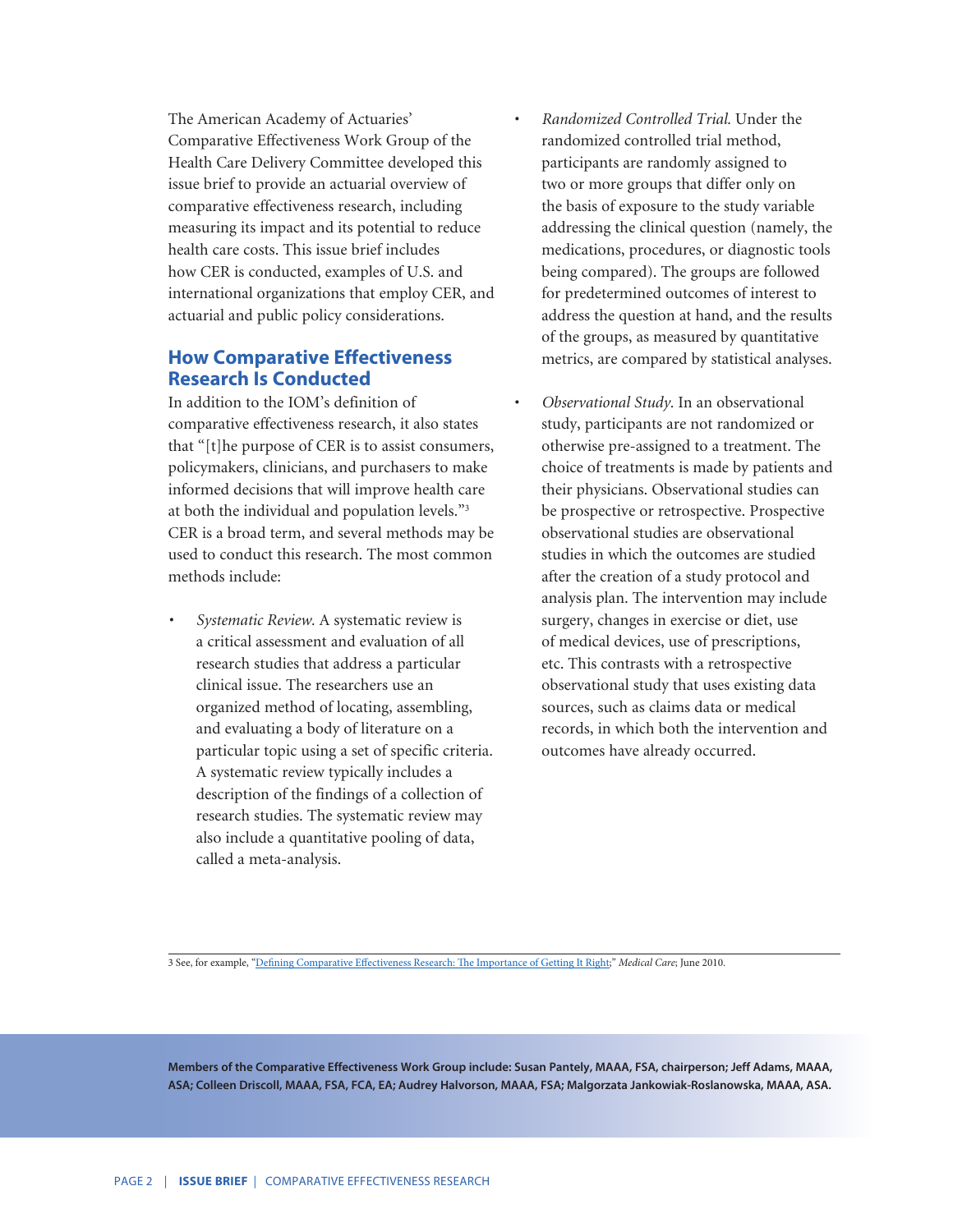The American Academy of Actuaries' Comparative Effectiveness Work Group of the Health Care Delivery Committee developed this issue brief to provide an actuarial overview of comparative effectiveness research, including measuring its impact and its potential to reduce health care costs. This issue brief includes how CER is conducted, examples of U.S. and international organizations that employ CER, and actuarial and public policy considerations.

## How Comparative Effectiveness Research Is Conducted

In addition to the IOM's definition of comparative effectiveness research, it also states that "[t]he purpose of CER is to assist consumers, policymakers, clinicians, and purchasers to make informed decisions that will improve health care at both the individual and population levels."[3] CER is a broad term, and several methods may be used to conduct this research. The most common methods include:

- *Systematic Review.* A systematic review is a critical assessment and evaluation of all research studies that address a particular clinical issue. The researchers use an organized method of locating, assembling, and evaluating a body of literature on a particular topic using a set of specific criteria. A systematic review typically includes a description of the findings of a collection of research studies. The systematic review may also include a quantitative pooling of data, called a meta-analysis.
- *Randomized Controlled Trial.* Under the randomized controlled trial method, participants are randomly assigned to two or more groups that differ only on the basis of exposure to the study variable addressing the clinical question (namely, the medications, procedures, or diagnostic tools being compared). The groups are followed for predetermined outcomes of interest to address the question at hand, and the results of the groups, as measured by quantitative metrics, are compared by statistical analyses.
- *Observational Study.* In an observational study, participants are not randomized or otherwise pre-assigned to a treatment. The choice of treatments is made by patients and their physicians. Observational studies can be prospective or retrospective. Prospective observational studies are observational studies in which the outcomes are studied after the creation of a study protocol and analysis plan. The intervention may include surgery, changes in exercise or diet, use of medical devices, use of prescriptions, etc. This contrasts with a retrospective observational study that uses existing data sources, such as claims data or medical records, in which both the intervention and outcomes have already occurred.

3 See, for example, "Defining Comparative Effectiveness Research: The Importance of Getting It Right;" *Medical Care*; June 2010.

**Members of the Comparative Effectiveness Work Group include: Susan Pantely, MAAA, FSA, chairperson; Jeff Adams, MAAA, ASA; Colleen Driscoll, MAAA, FSA, FCA, EA; Audrey Halvorson, MAAA, FSA; Malgorzata Jankowiak-Roslanowska, MAAA, ASA.**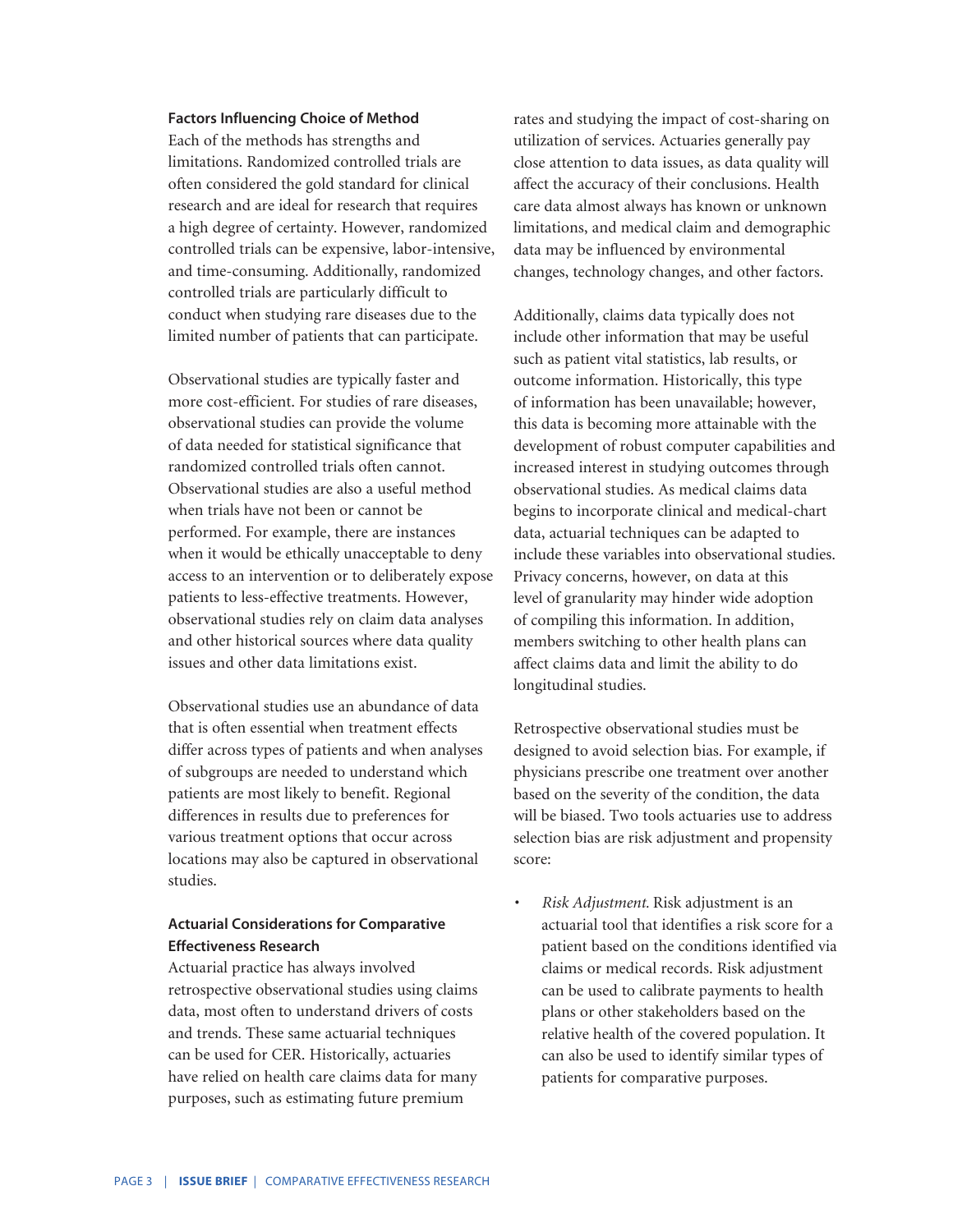### Factors Influencing Choice of Method

Each of the methods has strengths and limitations. Randomized controlled trials are often considered the gold standard for clinical research and are ideal for research that requires a high degree of certainty. However, randomized controlled trials can be expensive, labor-intensive, and time-consuming. Additionally, randomized controlled trials are particularly difficult to conduct when studying rare diseases due to the limited number of patients that can participate.

Observational studies are typically faster and more cost-efficient. For studies of rare diseases, observational studies can provide the volume of data needed for statistical significance that randomized controlled trials often cannot. Observational studies are also a useful method when trials have not been or cannot be performed. For example, there are instances when it would be ethically unacceptable to deny access to an intervention or to deliberately expose patients to less-effective treatments. However, observational studies rely on claim data analyses and other historical sources where data quality issues and other data limitations exist.

Observational studies use an abundance of data that is often essential when treatment effects differ across types of patients and when analyses of subgroups are needed to understand which patients are most likely to benefit. Regional differences in results due to preferences for various treatment options that occur across locations may also be captured in observational studies.

### Actuarial Considerations for Comparative Effectiveness Research

Actuarial practice has always involved retrospective observational studies using claims data, most often to understand drivers of costs and trends. These same actuarial techniques can be used for CER. Historically, actuaries have relied on health care claims data for many purposes, such as estimating future premium rates and studying the impact of cost-sharing on utilization of services. Actuaries generally pay close attention to data issues, as data quality will affect the accuracy of their conclusions. Health care data almost always has known or unknown limitations, and medical claim and demographic data may be influenced by environmental changes, technology changes, and other factors.

Additionally, claims data typically does not include other information that may be useful such as patient vital statistics, lab results, or outcome information. Historically, this type of information has been unavailable; however, this data is becoming more attainable with the development of robust computer capabilities and increased interest in studying outcomes through observational studies. As medical claims data begins to incorporate clinical and medical-chart data, actuarial techniques can be adapted to include these variables into observational studies. Privacy concerns, however, on data at this level of granularity may hinder wide adoption of compiling this information. In addition, members switching to other health plans can affect claims data and limit the ability to do longitudinal studies.

Retrospective observational studies must be designed to avoid selection bias. For example, if physicians prescribe one treatment over another based on the severity of the condition, the data will be biased. Two tools actuaries use to address selection bias are risk adjustment and propensity score:

- *Risk Adjustment.* Risk adjustment is an actuarial tool that identifies a risk score for a patient based on the conditions identified via claims or medical records. Risk adjustment can be used to calibrate payments to health plans or other stakeholders based on the relative health of the covered population. It can also be used to identify similar types of patients for comparative purposes.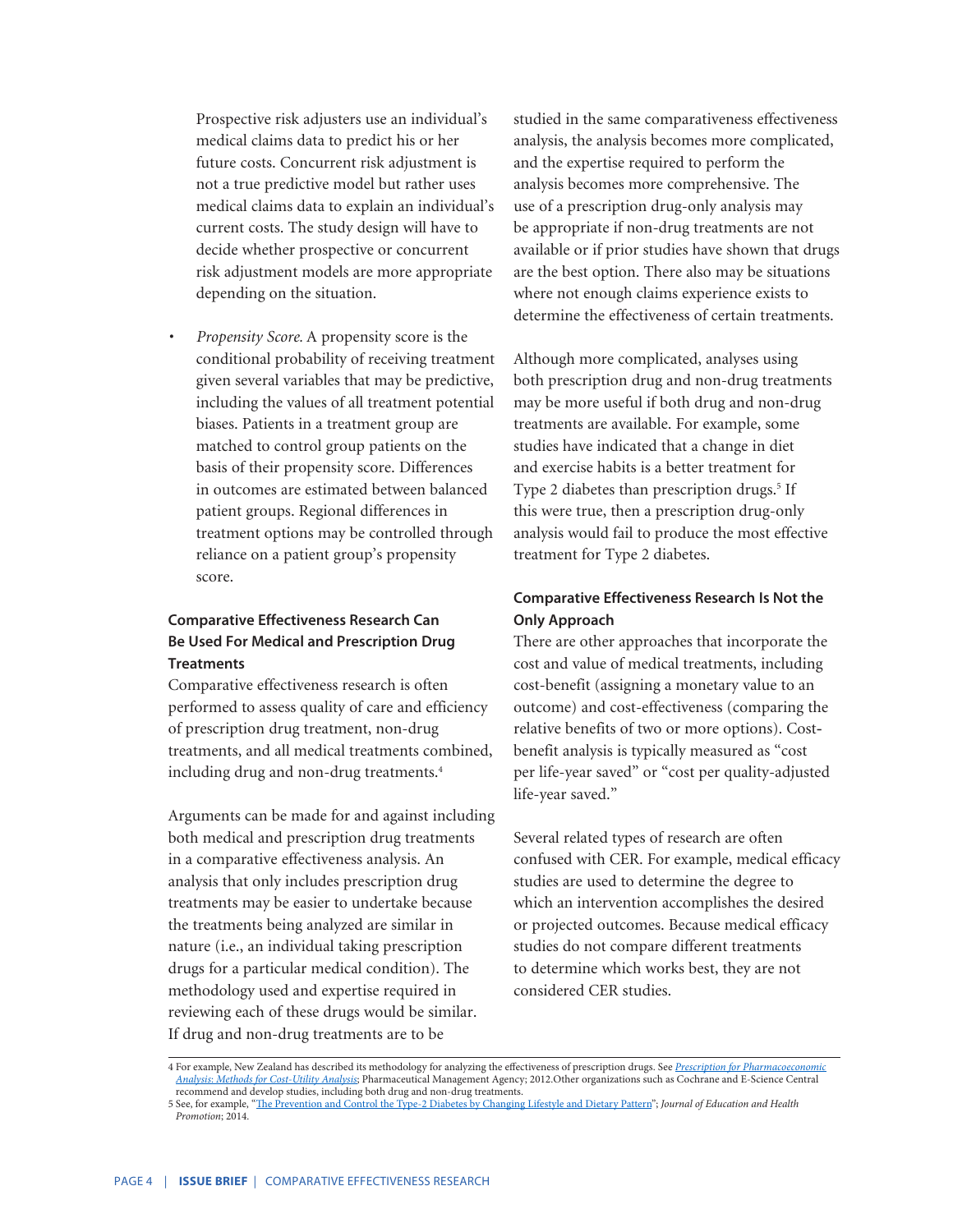Prospective risk adjusters use an individual's medical claims data to predict his or her future costs. Concurrent risk adjustment is not a true predictive model but rather uses medical claims data to explain an individual's current costs. The study design will have to decide whether prospective or concurrent risk adjustment models are more appropriate depending on the situation.

- *Propensity Score.* A propensity score is the conditional probability of receiving treatment given several variables that may be predictive, including the values of all treatment potential biases. Patients in a treatment group are matched to control group patients on the basis of their propensity score. Differences in outcomes are estimated between balanced patient groups. Regional differences in treatment options may be controlled through reliance on a patient group's propensity score.

### Comparative Effectiveness Research Can Be Used For Medical and Prescription Drug Treatments

Comparative effectiveness research is often performed to assess quality of care and efficiency of prescription drug treatment, non-drug treatments, and all medical treatments combined, including drug and non-drug treatments.[4]

Arguments can be made for and against including both medical and prescription drug treatments in a comparative effectiveness analysis. An analysis that only includes prescription drug treatments may be easier to undertake because the treatments being analyzed are similar in nature (i.e., an individual taking prescription drugs for a particular medical condition). The methodology used and expertise required in reviewing each of these drugs would be similar. If drug and non-drug treatments are to be studied in the same comparativeness effectiveness analysis, the analysis becomes more complicated, and the expertise required to perform the analysis becomes more comprehensive. The use of a prescription drug-only analysis may be appropriate if non-drug treatments are not available or if prior studies have shown that drugs are the best option. There also may be situations where not enough claims experience exists to determine the effectiveness of certain treatments.

Although more complicated, analyses using both prescription drug and non-drug treatments may be more useful if both drug and non-drug treatments are available. For example, some studies have indicated that a change in diet and exercise habits is a better treatment for Type 2 diabetes than prescription drugs.[5] If this were true, then a prescription drug-only analysis would fail to produce the most effective treatment for Type 2 diabetes.

### Comparative Effectiveness Research Is Not the Only Approach

There are other approaches that incorporate the cost and value of medical treatments, including cost-benefit (assigning a monetary value to an outcome) and cost-effectiveness (comparing the relative benefits of two or more options). Cost-benefit analysis is typically measured as "cost per life-year saved" or "cost per quality-adjusted life-year saved."

Several related types of research are often confused with CER. For example, medical efficacy studies are used to determine the degree to which an intervention accomplishes the desired or projected outcomes. Because medical efficacy studies do not compare different treatments to determine which works best, they are not considered CER studies.

---

4 For example, New Zealand has described its methodology for analyzing the effectiveness of prescription drugs. See *Prescription for Pharmacoeconomic Analysis: Methods for Cost-Utility Analysis*; Pharmaceutical Management Agency; 2012.Other organizations such as Cochrane and E-Science Central recommend and develop studies, including both drug and non-drug treatments.

5 See, for example, "The Prevention and Control the Type-2 Diabetes by Changing Lifestyle and Dietary Pattern"; *Journal of Education and Health Promotion*; 2014.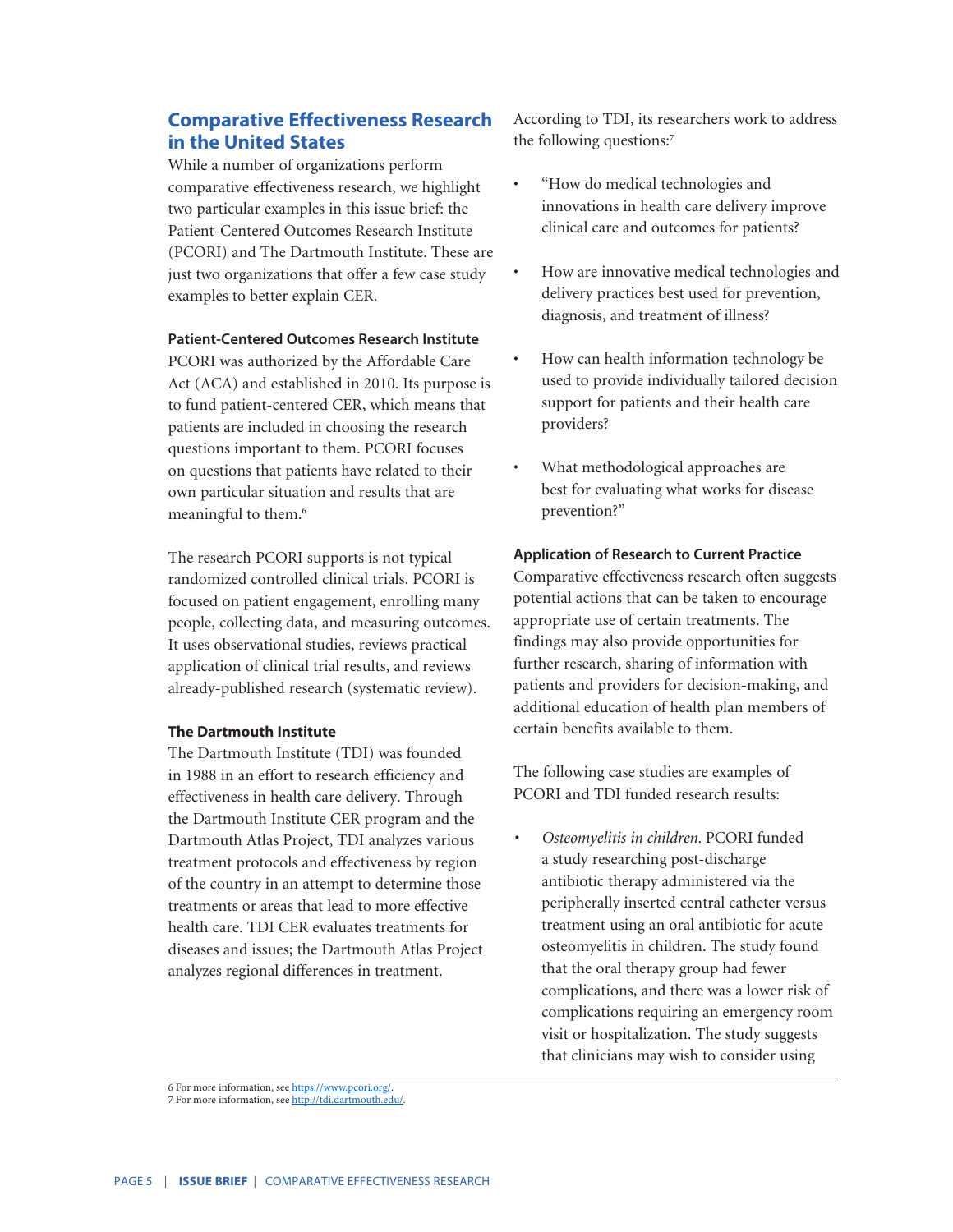## Comparative Effectiveness Research in the United States

While a number of organizations perform comparative effectiveness research, we highlight two particular examples in this issue brief: the Patient-Centered Outcomes Research Institute (PCORI) and The Dartmouth Institute. These are just two organizations that offer a few case study examples to better explain CER.

### Patient-Centered Outcomes Research Institute

PCORI was authorized by the Affordable Care Act (ACA) and established in 2010. Its purpose is to fund patient-centered CER, which means that patients are included in choosing the research questions important to them. PCORI focuses on questions that patients have related to their own particular situation and results that are meaningful to them.[6]

The research PCORI supports is not typical randomized controlled clinical trials. PCORI is focused on patient engagement, enrolling many people, collecting data, and measuring outcomes. It uses observational studies, reviews practical application of clinical trial results, and reviews already-published research (systematic review).

### The Dartmouth Institute

The Dartmouth Institute (TDI) was founded in 1988 in an effort to research efficiency and effectiveness in health care delivery. Through the Dartmouth Institute CER program and the Dartmouth Atlas Project, TDI analyzes various treatment protocols and effectiveness by region of the country in an attempt to determine those treatments or areas that lead to more effective health care. TDI CER evaluates treatments for diseases and issues; the Dartmouth Atlas Project analyzes regional differences in treatment.

According to TDI, its researchers work to address the following questions:[7]

- "How do medical technologies and innovations in health care delivery improve clinical care and outcomes for patients?
- How are innovative medical technologies and delivery practices best used for prevention, diagnosis, and treatment of illness?
- How can health information technology be used to provide individually tailored decision support for patients and their health care providers?
- What methodological approaches are best for evaluating what works for disease prevention?"

### Application of Research to Current Practice

Comparative effectiveness research often suggests potential actions that can be taken to encourage appropriate use of certain treatments. The findings may also provide opportunities for further research, sharing of information with patients and providers for decision-making, and additional education of health plan members of certain benefits available to them.

The following case studies are examples of PCORI and TDI funded research results:

- *Osteomyelitis in children.* PCORI funded a study researching post-discharge antibiotic therapy administered via the peripherally inserted central catheter versus treatment using an oral antibiotic for acute osteomyelitis in children. The study found that the oral therapy group had fewer complications, and there was a lower risk of complications requiring an emergency room visit or hospitalization. The study suggests that clinicians may wish to consider using

6 For more information, see https://www.pcori.org/.
7 For more information, see http://tdi.dartmouth.edu/.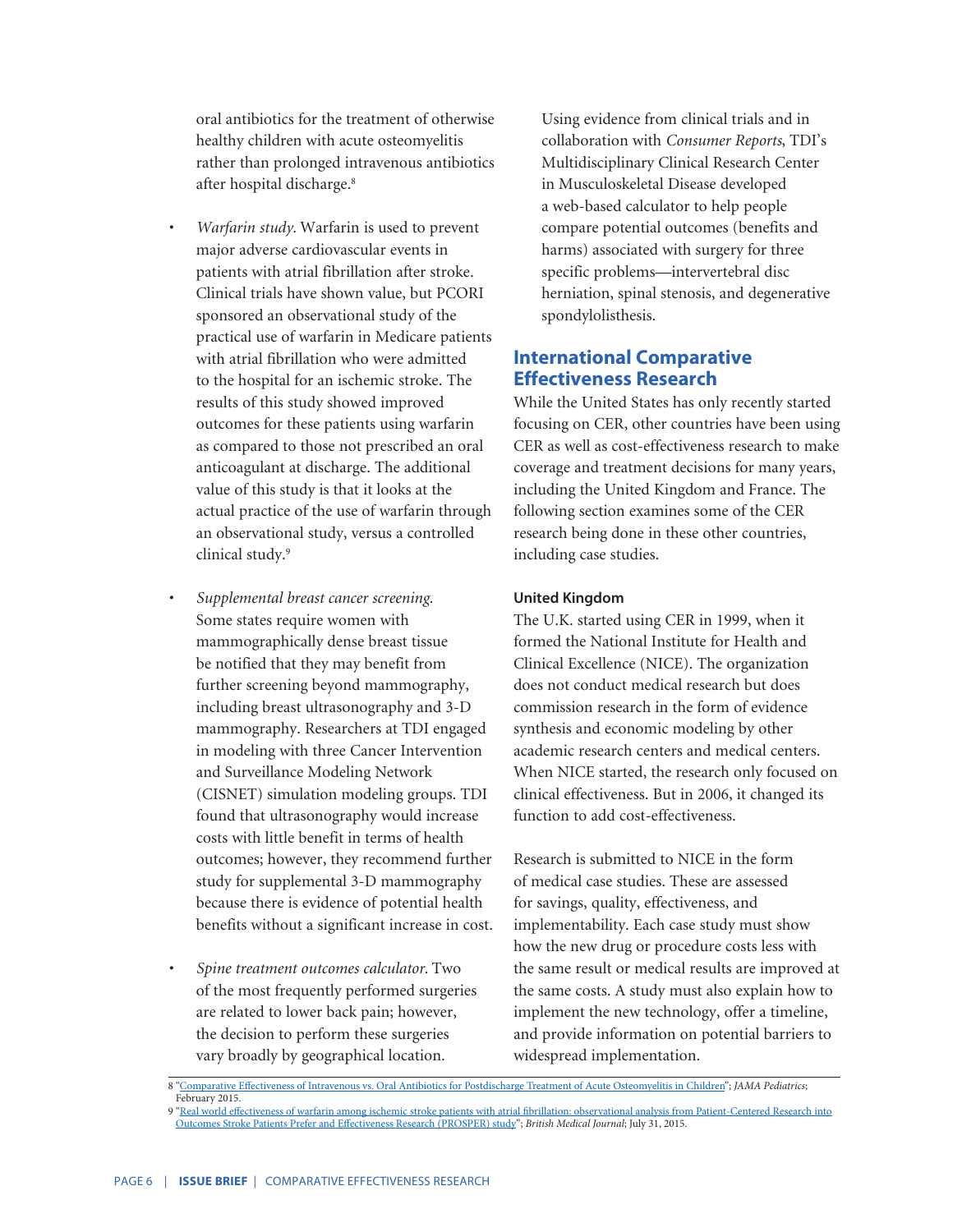oral antibiotics for the treatment of otherwise healthy children with acute osteomyelitis rather than prolonged intravenous antibiotics after hospital discharge.[8]

- *Warfarin study.* Warfarin is used to prevent major adverse cardiovascular events in patients with atrial fibrillation after stroke. Clinical trials have shown value, but PCORI sponsored an observational study of the practical use of warfarin in Medicare patients with atrial fibrillation who were admitted to the hospital for an ischemic stroke. The results of this study showed improved outcomes for these patients using warfarin as compared to those not prescribed an oral anticoagulant at discharge. The additional value of this study is that it looks at the actual practice of the use of warfarin through an observational study, versus a controlled clinical study.[9]

- *Supplemental breast cancer screening.* Some states require women with mammographically dense breast tissue be notified that they may benefit from further screening beyond mammography, including breast ultrasonography and 3-D mammography. Researchers at TDI engaged in modeling with three Cancer Intervention and Surveillance Modeling Network (CISNET) simulation modeling groups. TDI found that ultrasonography would increase costs with little benefit in terms of health outcomes; however, they recommend further study for supplemental 3-D mammography because there is evidence of potential health benefits without a significant increase in cost.

- *Spine treatment outcomes calculator.* Two of the most frequently performed surgeries are related to lower back pain; however, the decision to perform these surgeries vary broadly by geographical location. Using evidence from clinical trials and in collaboration with *Consumer Reports*, TDI's Multidisciplinary Clinical Research Center in Musculoskeletal Disease developed a web-based calculator to help people compare potential outcomes (benefits and harms) associated with surgery for three specific problems—intervertebral disc herniation, spinal stenosis, and degenerative spondylolisthesis.

## International Comparative Effectiveness Research

While the United States has only recently started focusing on CER, other countries have been using CER as well as cost-effectiveness research to make coverage and treatment decisions for many years, including the United Kingdom and France. The following section examines some of the CER research being done in these other countries, including case studies.

### United Kingdom

The U.K. started using CER in 1999, when it formed the National Institute for Health and Clinical Excellence (NICE). The organization does not conduct medical research but does commission research in the form of evidence synthesis and economic modeling by other academic research centers and medical centers. When NICE started, the research only focused on clinical effectiveness. But in 2006, it changed its function to add cost-effectiveness.

Research is submitted to NICE in the form of medical case studies. These are assessed for savings, quality, effectiveness, and implementability. Each case study must show how the new drug or procedure costs less with the same result or medical results are improved at the same costs. A study must also explain how to implement the new technology, offer a timeline, and provide information on potential barriers to widespread implementation.

---

8 "Comparative Effectiveness of Intravenous vs. Oral Antibiotics for Postdischarge Treatment of Acute Osteomyelitis in Children"; *JAMA Pediatrics*; February 2015.

9 "Real world effectiveness of warfarin among ischemic stroke patients with atrial fibrillation: observational analysis from Patient-Centered Research into Outcomes Stroke Patients Prefer and Effectiveness Research (PROSPER) study"; *British Medical Journal*; July 31, 2015.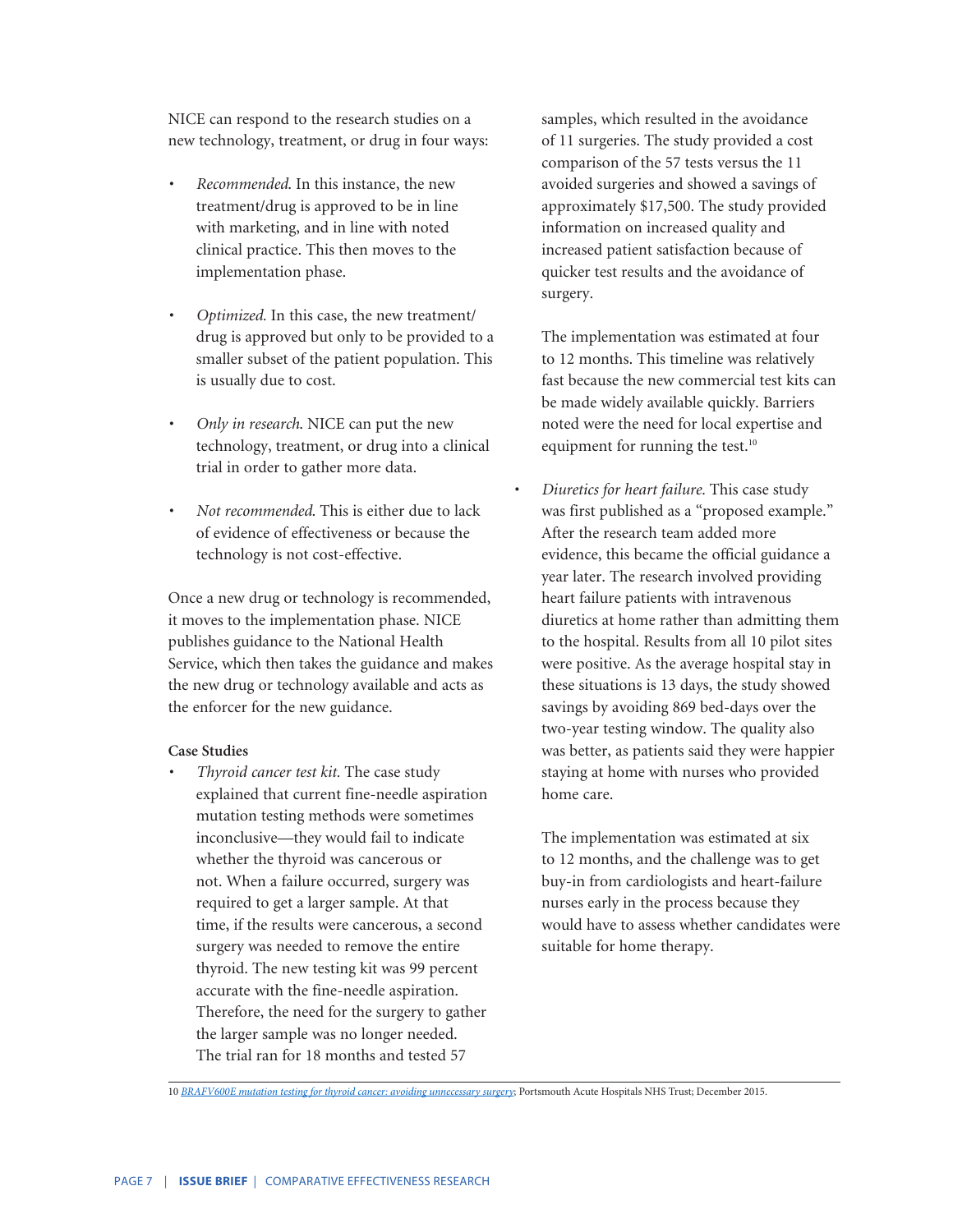NICE can respond to the research studies on a new technology, treatment, or drug in four ways:

- *Recommended.* In this instance, the new treatment/drug is approved to be in line with marketing, and in line with noted clinical practice. This then moves to the implementation phase.

- *Optimized.* In this case, the new treatment/drug is approved but only to be provided to a smaller subset of the patient population. This is usually due to cost.

- *Only in research.* NICE can put the new technology, treatment, or drug into a clinical trial in order to gather more data.

- *Not recommended.* This is either due to lack of evidence of effectiveness or because the technology is not cost-effective.

Once a new drug or technology is recommended, it moves to the implementation phase. NICE publishes guidance to the National Health Service, which then takes the guidance and makes the new drug or technology available and acts as the enforcer for the new guidance.

**Case Studies**

- *Thyroid cancer test kit.* The case study explained that current fine-needle aspiration mutation testing methods were sometimes inconclusive—they would fail to indicate whether the thyroid was cancerous or not. When a failure occurred, surgery was required to get a larger sample. At that time, if the results were cancerous, a second surgery was needed to remove the entire thyroid. The new testing kit was 99 percent accurate with the fine-needle aspiration. Therefore, the need for the surgery to gather the larger sample was no longer needed. The trial ran for 18 months and tested 57 samples, which resulted in the avoidance of 11 surgeries. The study provided a cost comparison of the 57 tests versus the 11 avoided surgeries and showed a savings of approximately $17,500. The study provided information on increased quality and increased patient satisfaction because of quicker test results and the avoidance of surgery.

  The implementation was estimated at four to 12 months. This timeline was relatively fast because the new commercial test kits can be made widely available quickly. Barriers noted were the need for local expertise and equipment for running the test.[10]

- *Diuretics for heart failure.* This case study was first published as a "proposed example." After the research team added more evidence, this became the official guidance a year later. The research involved providing heart failure patients with intravenous diuretics at home rather than admitting them to the hospital. Results from all 10 pilot sites were positive. As the average hospital stay in these situations is 13 days, the study showed savings by avoiding 869 bed-days over the two-year testing window. The quality also was better, as patients said they were happier staying at home with nurses who provided home care.

  The implementation was estimated at six to 12 months, and the challenge was to get buy-in from cardiologists and heart-failure nurses early in the process because they would have to assess whether candidates were suitable for home therapy.

---

10 *BRAFV600E mutation testing for thyroid cancer: avoiding unnecessary surgery*; Portsmouth Acute Hospitals NHS Trust; December 2015.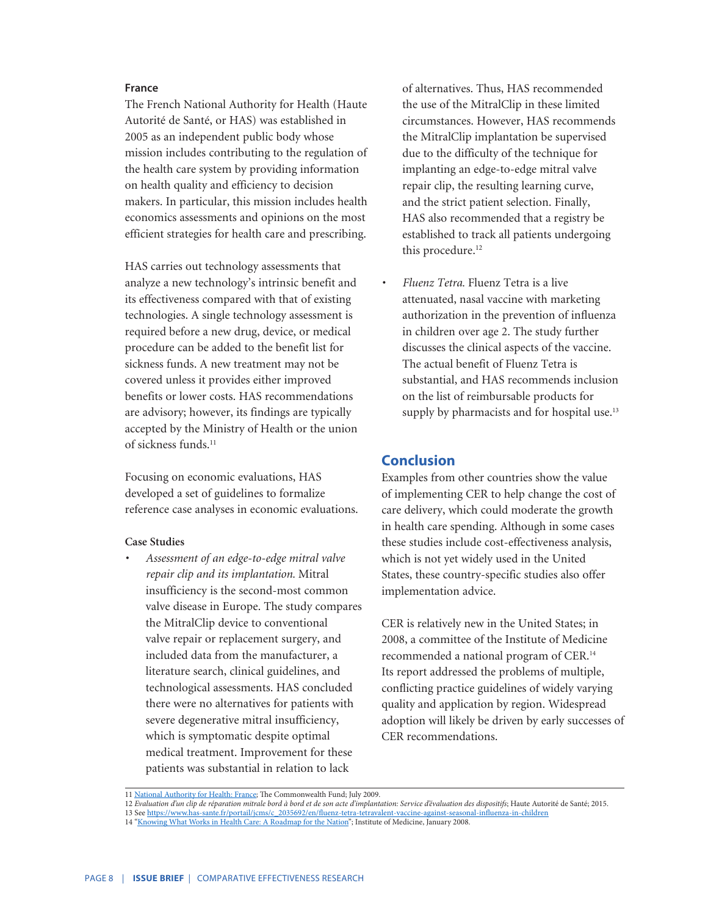### France

The French National Authority for Health (Haute Autorité de Santé, or HAS) was established in 2005 as an independent public body whose mission includes contributing to the regulation of the health care system by providing information on health quality and efficiency to decision makers. In particular, this mission includes health economics assessments and opinions on the most efficient strategies for health care and prescribing.

HAS carries out technology assessments that analyze a new technology's intrinsic benefit and its effectiveness compared with that of existing technologies. A single technology assessment is required before a new drug, device, or medical procedure can be added to the benefit list for sickness funds. A new treatment may not be covered unless it provides either improved benefits or lower costs. HAS recommendations are advisory; however, its findings are typically accepted by the Ministry of Health or the union of sickness funds.[11]

Focusing on economic evaluations, HAS developed a set of guidelines to formalize reference case analyses in economic evaluations.

**Case Studies**

- *Assessment of an edge-to-edge mitral valve repair clip and its implantation.* Mitral insufficiency is the second-most common valve disease in Europe. The study compares the MitralClip device to conventional valve repair or replacement surgery, and included data from the manufacturer, a literature search, clinical guidelines, and technological assessments. HAS concluded there were no alternatives for patients with severe degenerative mitral insufficiency, which is symptomatic despite optimal medical treatment. Improvement for these patients was substantial in relation to lack of alternatives. Thus, HAS recommended the use of the MitralClip in these limited circumstances. However, HAS recommends the MitralClip implantation be supervised due to the difficulty of the technique for implanting an edge-to-edge mitral valve repair clip, the resulting learning curve, and the strict patient selection. Finally, HAS also recommended that a registry be established to track all patients undergoing this procedure.[12]
- *Fluenz Tetra.* Fluenz Tetra is a live attenuated, nasal vaccine with marketing authorization in the prevention of influenza in children over age 2. The study further discusses the clinical aspects of the vaccine. The actual benefit of Fluenz Tetra is substantial, and HAS recommends inclusion on the list of reimbursable products for supply by pharmacists and for hospital use.[13]

## Conclusion

Examples from other countries show the value of implementing CER to help change the cost of care delivery, which could moderate the growth in health care spending. Although in some cases these studies include cost-effectiveness analysis, which is not yet widely used in the United States, these country-specific studies also offer implementation advice.

CER is relatively new in the United States; in 2008, a committee of the Institute of Medicine recommended a national program of CER.[14] Its report addressed the problems of multiple, conflicting practice guidelines of widely varying quality and application by region. Widespread adoption will likely be driven by early successes of CER recommendations.

---

11 National Authority for Health: France; The Commonwealth Fund; July 2009.

12 *Evaluation d'un clip de réparation mitrale bord à bord et de son acte d'implantation: Service d'évaluation des dispositifs*; Haute Autorité de Santé; 2015.

13 See https://www.has-sante.fr/portail/jcms/c_2035692/en/fluenz-tetra-tetravalent-vaccine-against-seasonal-influenza-in-children

14 "Knowing What Works in Health Care: A Roadmap for the Nation"; Institute of Medicine, January 2008.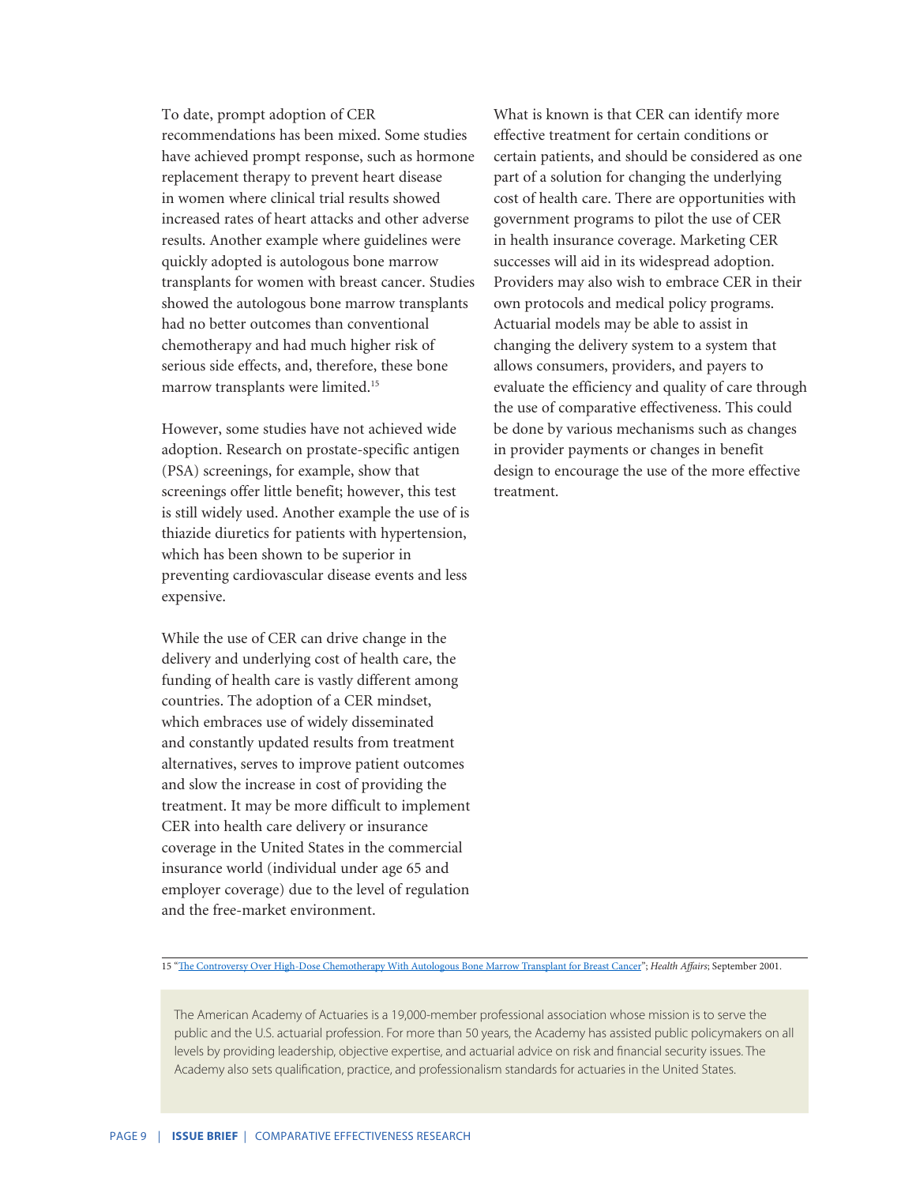To date, prompt adoption of CER recommendations has been mixed. Some studies have achieved prompt response, such as hormone replacement therapy to prevent heart disease in women where clinical trial results showed increased rates of heart attacks and other adverse results. Another example where guidelines were quickly adopted is autologous bone marrow transplants for women with breast cancer. Studies showed the autologous bone marrow transplants had no better outcomes than conventional chemotherapy and had much higher risk of serious side effects, and, therefore, these bone marrow transplants were limited.[15]

However, some studies have not achieved wide adoption. Research on prostate-specific antigen (PSA) screenings, for example, show that screenings offer little benefit; however, this test is still widely used. Another example the use of is thiazide diuretics for patients with hypertension, which has been shown to be superior in preventing cardiovascular disease events and less expensive.

While the use of CER can drive change in the delivery and underlying cost of health care, the funding of health care is vastly different among countries. The adoption of a CER mindset, which embraces use of widely disseminated and constantly updated results from treatment alternatives, serves to improve patient outcomes and slow the increase in cost of providing the treatment. It may be more difficult to implement CER into health care delivery or insurance coverage in the United States in the commercial insurance world (individual under age 65 and employer coverage) due to the level of regulation and the free-market environment.

What is known is that CER can identify more effective treatment for certain conditions or certain patients, and should be considered as one part of a solution for changing the underlying cost of health care. There are opportunities with government programs to pilot the use of CER in health insurance coverage. Marketing CER successes will aid in its widespread adoption. Providers may also wish to embrace CER in their own protocols and medical policy programs. Actuarial models may be able to assist in changing the delivery system to a system that allows consumers, providers, and payers to evaluate the efficiency and quality of care through the use of comparative effectiveness. This could be done by various mechanisms such as changes in provider payments or changes in benefit design to encourage the use of the more effective treatment.

15 "The Controversy Over High-Dose Chemotherapy With Autologous Bone Marrow Transplant for Breast Cancer"; *Health Affairs*; September 2001.

The American Academy of Actuaries is a 19,000-member professional association whose mission is to serve the public and the U.S. actuarial profession. For more than 50 years, the Academy has assisted public policymakers on all levels by providing leadership, objective expertise, and actuarial advice on risk and financial security issues. The Academy also sets qualification, practice, and professionalism standards for actuaries in the United States.